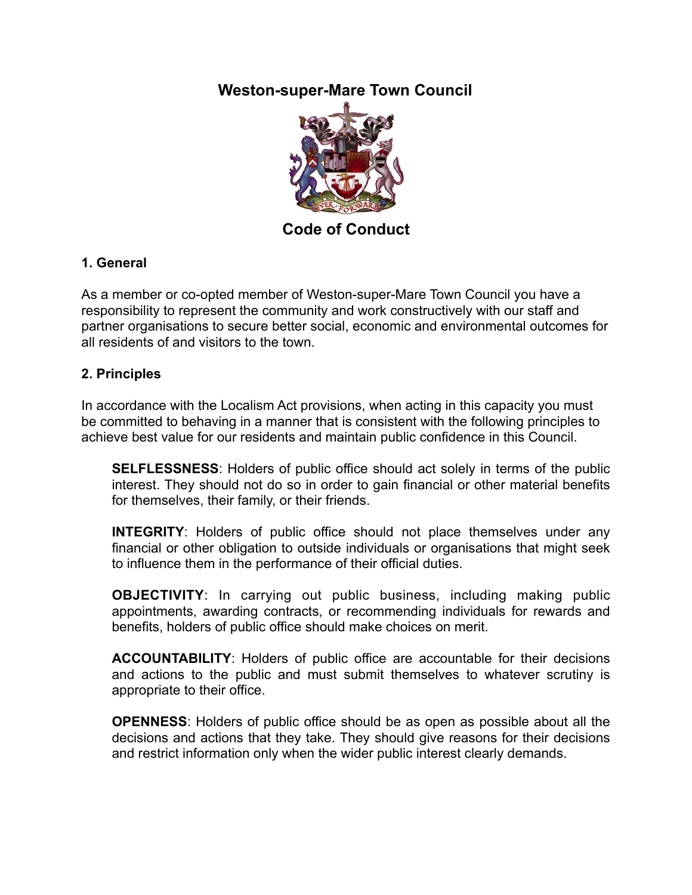# Weston-super-Mare Town Council

## Code of Conduct

### 1. General

As a member or co-opted member of Weston-super-Mare Town Council you have a responsibility to represent the community and work constructively with our staff and partner organisations to secure better social, economic and environmental outcomes for all residents of and visitors to the town.

### 2. Principles

In accordance with the Localism Act provisions, when acting in this capacity you must be committed to behaving in a manner that is consistent with the following principles to achieve best value for our residents and maintain public confidence in this Council.

> **SELFLESSNESS**: Holders of public office should act solely in terms of the public interest. They should not do so in order to gain financial or other material benefits for themselves, their family, or their friends.
>
> **INTEGRITY**: Holders of public office should not place themselves under any financial or other obligation to outside individuals or organisations that might seek to influence them in the performance of their official duties.
>
> **OBJECTIVITY**: In carrying out public business, including making public appointments, awarding contracts, or recommending individuals for rewards and benefits, holders of public office should make choices on merit.
>
> **ACCOUNTABILITY**: Holders of public office are accountable for their decisions and actions to the public and must submit themselves to whatever scrutiny is appropriate to their office.
>
> **OPENNESS**: Holders of public office should be as open as possible about all the decisions and actions that they take. They should give reasons for their decisions and restrict information only when the wider public interest clearly demands.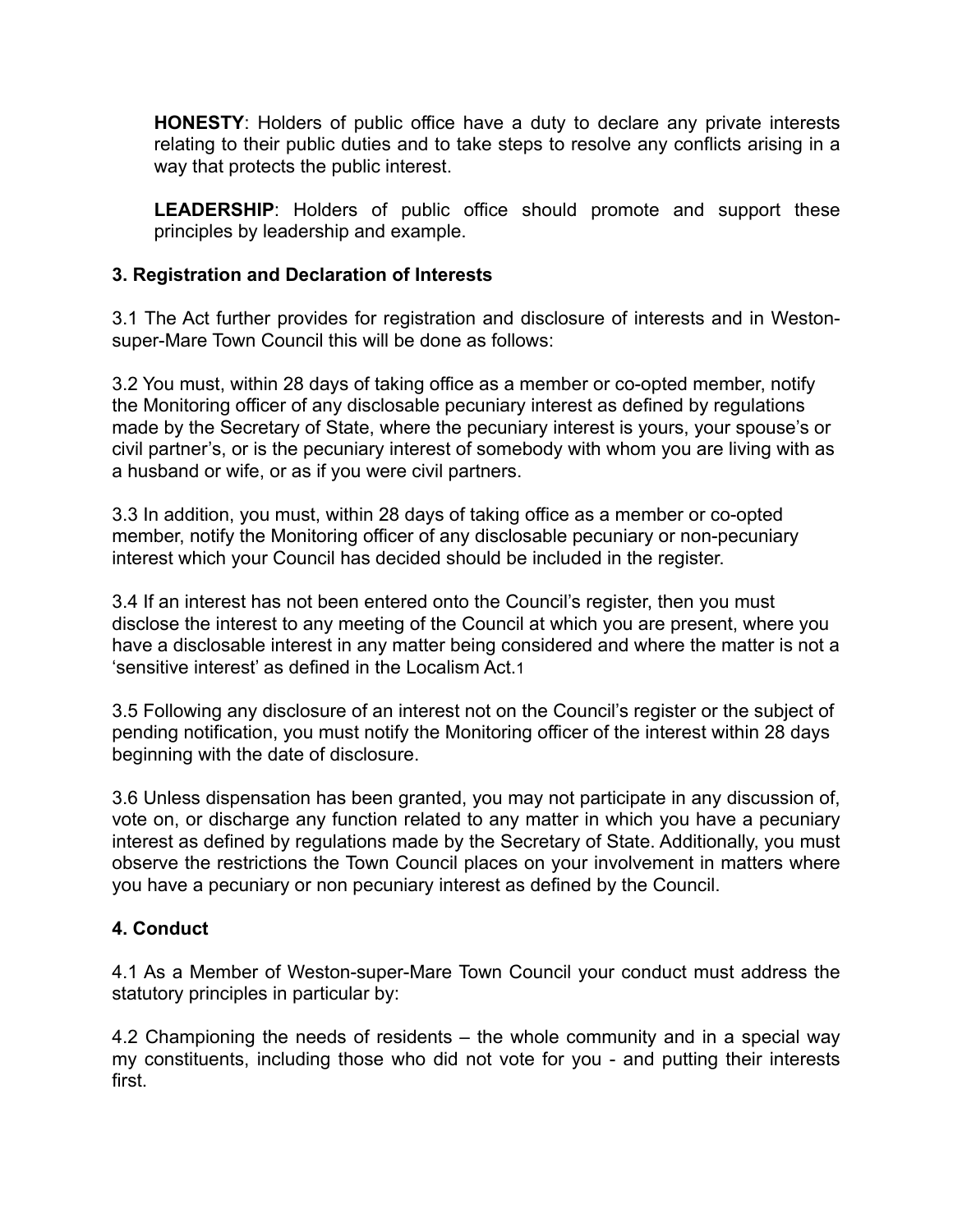**HONESTY**: Holders of public office have a duty to declare any private interests relating to their public duties and to take steps to resolve any conflicts arising in a way that protects the public interest.

**LEADERSHIP**: Holders of public office should promote and support these principles by leadership and example.

### 3. Registration and Declaration of Interests

3.1 The Act further provides for registration and disclosure of interests and in Weston-super-Mare Town Council this will be done as follows:

3.2 You must, within 28 days of taking office as a member or co-opted member, notify the Monitoring officer of any disclosable pecuniary interest as defined by regulations made by the Secretary of State, where the pecuniary interest is yours, your spouse's or civil partner's, or is the pecuniary interest of somebody with whom you are living with as a husband or wife, or as if you were civil partners.

3.3 In addition, you must, within 28 days of taking office as a member or co-opted member, notify the Monitoring officer of any disclosable pecuniary or non-pecuniary interest which your Council has decided should be included in the register.

3.4 If an interest has not been entered onto the Council's register, then you must disclose the interest to any meeting of the Council at which you are present, where you have a disclosable interest in any matter being considered and where the matter is not a 'sensitive interest' as defined in the Localism Act.[1]

3.5 Following any disclosure of an interest not on the Council's register or the subject of pending notification, you must notify the Monitoring officer of the interest within 28 days beginning with the date of disclosure.

3.6 Unless dispensation has been granted, you may not participate in any discussion of, vote on, or discharge any function related to any matter in which you have a pecuniary interest as defined by regulations made by the Secretary of State. Additionally, you must observe the restrictions the Town Council places on your involvement in matters where you have a pecuniary or non pecuniary interest as defined by the Council.

### 4. Conduct

4.1 As a Member of Weston-super-Mare Town Council your conduct must address the statutory principles in particular by:

4.2 Championing the needs of residents – the whole community and in a special way my constituents, including those who did not vote for you - and putting their interests first.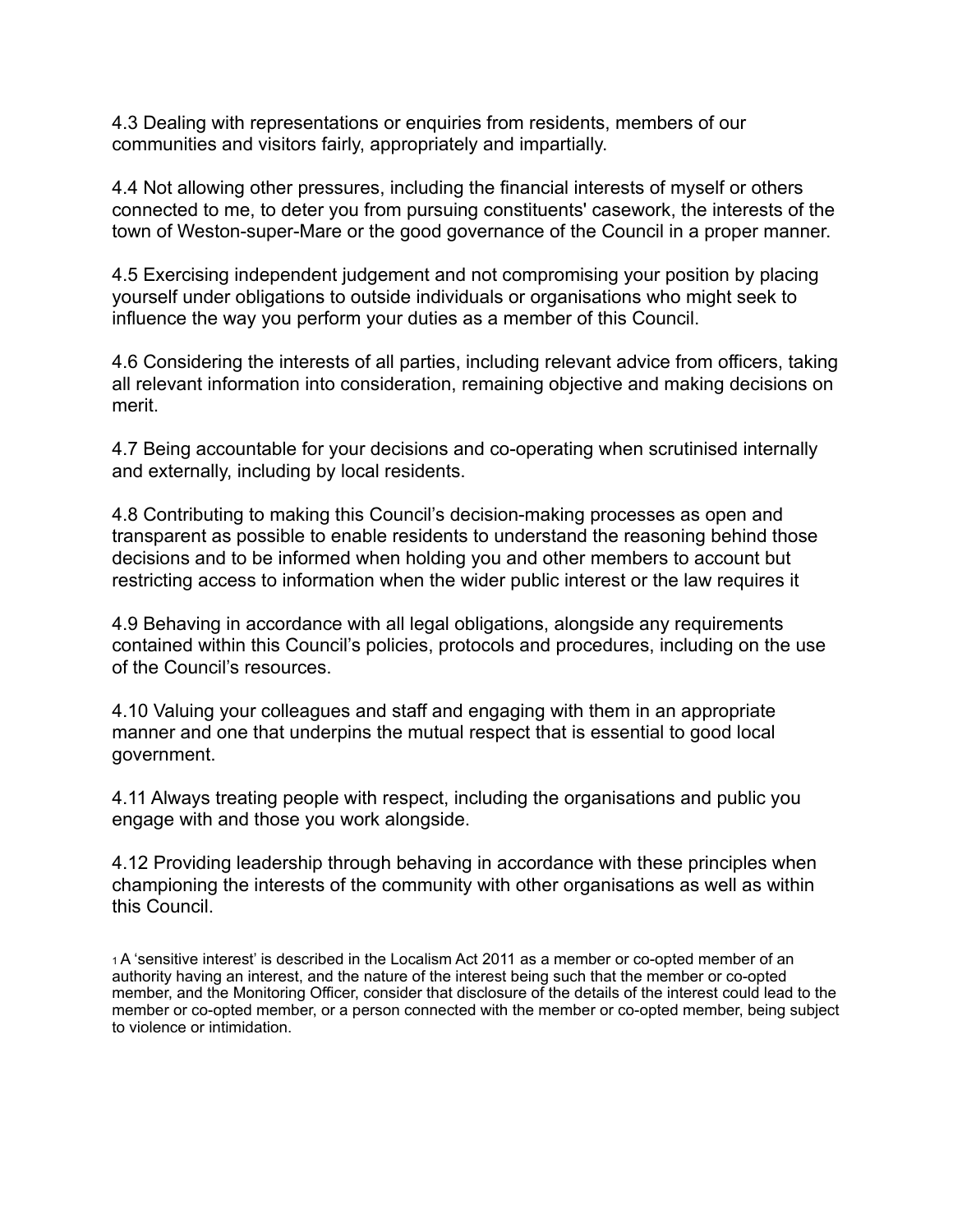4.3 Dealing with representations or enquiries from residents, members of our communities and visitors fairly, appropriately and impartially.

4.4 Not allowing other pressures, including the financial interests of myself or others connected to me, to deter you from pursuing constituents' casework, the interests of the town of Weston-super-Mare or the good governance of the Council in a proper manner.

4.5 Exercising independent judgement and not compromising your position by placing yourself under obligations to outside individuals or organisations who might seek to influence the way you perform your duties as a member of this Council.

4.6 Considering the interests of all parties, including relevant advice from officers, taking all relevant information into consideration, remaining objective and making decisions on merit.

4.7 Being accountable for your decisions and co-operating when scrutinised internally and externally, including by local residents.

4.8 Contributing to making this Council's decision-making processes as open and transparent as possible to enable residents to understand the reasoning behind those decisions and to be informed when holding you and other members to account but restricting access to information when the wider public interest or the law requires it

4.9 Behaving in accordance with all legal obligations, alongside any requirements contained within this Council's policies, protocols and procedures, including on the use of the Council's resources.

4.10 Valuing your colleagues and staff and engaging with them in an appropriate manner and one that underpins the mutual respect that is essential to good local government.

4.11 Always treating people with respect, including the organisations and public you engage with and those you work alongside.

4.12 Providing leadership through behaving in accordance with these principles when championing the interests of the community with other organisations as well as within this Council.

[1] A 'sensitive interest' is described in the Localism Act 2011 as a member or co-opted member of an authority having an interest, and the nature of the interest being such that the member or co-opted member, and the Monitoring Officer, consider that disclosure of the details of the interest could lead to the member or co-opted member, or a person connected with the member or co-opted member, being subject to violence or intimidation.